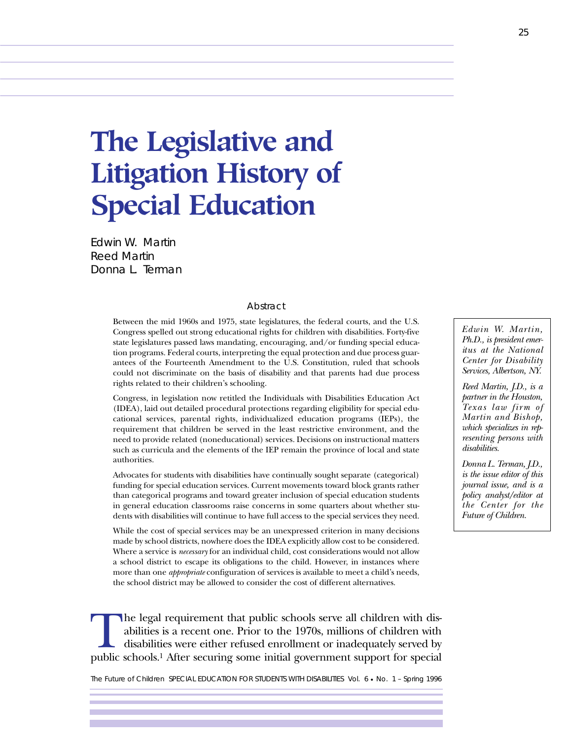# The Legislative and Litigation History of Special Education

Edwin W. Martin
Reed Martin
Donna L. Terman

## Abstract

Between the mid 1960s and 1975, state legislatures, the federal courts, and the U.S. Congress spelled out strong educational rights for children with disabilities. Forty-five state legislatures passed laws mandating, encouraging, and/or funding special education programs. Federal courts, interpreting the equal protection and due process guarantees of the Fourteenth Amendment to the U.S. Constitution, ruled that schools could not discriminate on the basis of disability and that parents had due process rights related to their children's schooling.

Congress, in legislation now retitled the Individuals with Disabilities Education Act (IDEA), laid out detailed procedural protections regarding eligibility for special educational services, parental rights, individualized education programs (IEPs), the requirement that children be served in the least restrictive environment, and the need to provide related (noneducational) services. Decisions on instructional matters such as curricula and the elements of the IEP remain the province of local and state authorities.

Advocates for students with disabilities have continually sought separate (categorical) funding for special education services. Current movements toward block grants rather than categorical programs and toward greater inclusion of special education students in general education classrooms raise concerns in some quarters about whether students with disabilities will continue to have full access to the special services they need.

While the cost of special services may be an unexpressed criterion in many decisions made by school districts, nowhere does the IDEA explicitly allow cost to be considered. Where a service is *necessary* for an individual child, cost considerations would not allow a school district to escape its obligations to the child. However, in instances where more than one *appropriate* configuration of services is available to meet a child's needs, the school district may be allowed to consider the cost of different alternatives.

*Edwin W. Martin, Ph.D., is president emeritus at the National Center for Disability Services, Albertson, NY.*

*Reed Martin, J.D., is a partner in the Houston, Texas law firm of Martin and Bishop, which specializes in representing persons with disabilities.*

*Donna L. Terman, J.D., is the issue editor of this journal issue, and is a policy analyst/editor at the Center for the Future of Children.*

The legal requirement that public schools serve all children with disabilities is a recent one. Prior to the 1970s, millions of children with disabilities were either refused enrollment or inadequately served by public schools.[1] After securing some initial government support for special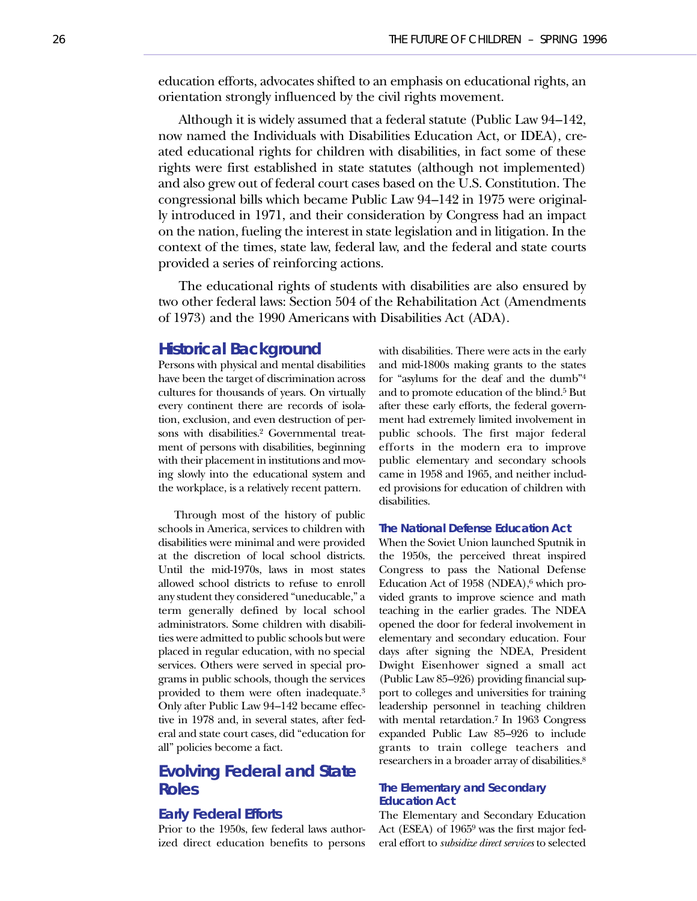education efforts, advocates shifted to an emphasis on educational rights, an orientation strongly influenced by the civil rights movement.

Although it is widely assumed that a federal statute (Public Law 94–142, now named the Individuals with Disabilities Education Act, or IDEA), created educational rights for children with disabilities, in fact some of these rights were first established in state statutes (although not implemented) and also grew out of federal court cases based on the U.S. Constitution. The congressional bills which became Public Law 94–142 in 1975 were originally introduced in 1971, and their consideration by Congress had an impact on the nation, fueling the interest in state legislation and in litigation. In the context of the times, state law, federal law, and the federal and state courts provided a series of reinforcing actions.

The educational rights of students with disabilities are also ensured by two other federal laws: Section 504 of the Rehabilitation Act (Amendments of 1973) and the 1990 Americans with Disabilities Act (ADA).

## Historical Background

Persons with physical and mental disabilities have been the target of discrimination across cultures for thousands of years. On virtually every continent there are records of isolation, exclusion, and even destruction of persons with disabilities.[2] Governmental treatment of persons with disabilities, beginning with their placement in institutions and moving slowly into the educational system and the workplace, is a relatively recent pattern.

Through most of the history of public schools in America, services to children with disabilities were minimal and were provided at the discretion of local school districts. Until the mid-1970s, laws in most states allowed school districts to refuse to enroll any student they considered "uneducable," a term generally defined by local school administrators. Some children with disabilities were admitted to public schools but were placed in regular education, with no special services. Others were served in special programs in public schools, though the services provided to them were often inadequate.[3] Only after Public Law 94–142 became effective in 1978 and, in several states, after federal and state court cases, did "education for all" policies become a fact.

## Evolving Federal and State Roles

### Early Federal Efforts

Prior to the 1950s, few federal laws authorized direct education benefits to persons with disabilities. There were acts in the early and mid-1800s making grants to the states for "asylums for the deaf and the dumb"[4] and to promote education of the blind.[5] But after these early efforts, the federal government had extremely limited involvement in public schools. The first major federal efforts in the modern era to improve public elementary and secondary schools came in 1958 and 1965, and neither included provisions for education of children with disabilities.

### The National Defense Education Act

When the Soviet Union launched Sputnik in the 1950s, the perceived threat inspired Congress to pass the National Defense Education Act of 1958 (NDEA),[6] which provided grants to improve science and math teaching in the earlier grades. The NDEA opened the door for federal involvement in elementary and secondary education. Four days after signing the NDEA, President Dwight Eisenhower signed a small act (Public Law 85–926) providing financial support to colleges and universities for training leadership personnel in teaching children with mental retardation.[7] In 1963 Congress expanded Public Law 85–926 to include grants to train college teachers and researchers in a broader array of disabilities.[8]

### The Elementary and Secondary Education Act

The Elementary and Secondary Education Act (ESEA) of 1965[9] was the first major federal effort to *subsidize direct services* to selected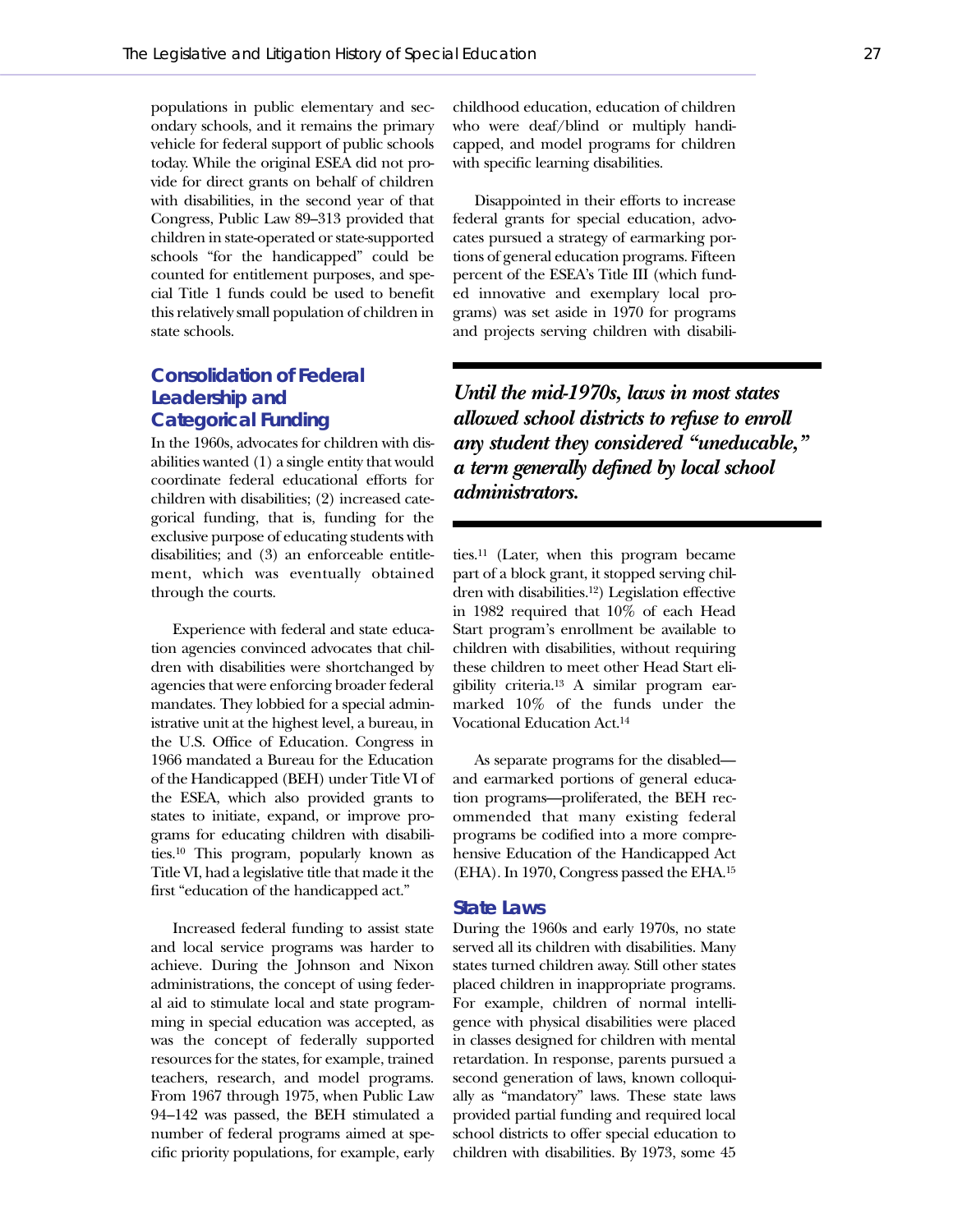populations in public elementary and secondary schools, and it remains the primary vehicle for federal support of public schools today. While the original ESEA did not provide for direct grants on behalf of children with disabilities, in the second year of that Congress, Public Law 89–313 provided that children in state-operated or state-supported schools "for the handicapped" could be counted for entitlement purposes, and special Title 1 funds could be used to benefit this relatively small population of children in state schools.

## Consolidation of Federal Leadership and Categorical Funding

In the 1960s, advocates for children with disabilities wanted (1) a single entity that would coordinate federal educational efforts for children with disabilities; (2) increased categorical funding, that is, funding for the exclusive purpose of educating students with disabilities; and (3) an enforceable entitlement, which was eventually obtained through the courts.

Experience with federal and state education agencies convinced advocates that children with disabilities were shortchanged by agencies that were enforcing broader federal mandates. They lobbied for a special administrative unit at the highest level, a bureau, in the U.S. Office of Education. Congress in 1966 mandated a Bureau for the Education of the Handicapped (BEH) under Title VI of the ESEA, which also provided grants to states to initiate, expand, or improve programs for educating children with disabilities.[10] This program, popularly known as Title VI, had a legislative title that made it the first "education of the handicapped act."

Increased federal funding to assist state and local service programs was harder to achieve. During the Johnson and Nixon administrations, the concept of using federal aid to stimulate local and state programming in special education was accepted, as was the concept of federally supported resources for the states, for example, trained teachers, research, and model programs. From 1967 through 1975, when Public Law 94–142 was passed, the BEH stimulated a number of federal programs aimed at specific priority populations, for example, early childhood education, education of children who were deaf/blind or multiply handicapped, and model programs for children with specific learning disabilities.

Disappointed in their efforts to increase federal grants for special education, advocates pursued a strategy of earmarking portions of general education programs. Fifteen percent of the ESEA's Title III (which funded innovative and exemplary local programs) was set aside in 1970 for programs and projects serving children with disabilities.[11] (Later, when this program became part of a block grant, it stopped serving children with disabilities.[12]) Legislation effective in 1982 required that 10% of each Head Start program's enrollment be available to children with disabilities, without requiring these children to meet other Head Start eligibility criteria.[13] A similar program earmarked 10% of the funds under the Vocational Education Act.[14]

> ***Until the mid-1970s, laws in most states allowed school districts to refuse to enroll any student they considered "uneducable," a term generally defined by local school administrators.***

As separate programs for the disabled—and earmarked portions of general education programs—proliferated, the BEH recommended that many existing federal programs be codified into a more comprehensive Education of the Handicapped Act (EHA). In 1970, Congress passed the EHA.[15]

### State Laws

During the 1960s and early 1970s, no state served all its children with disabilities. Many states turned children away. Still other states placed children in inappropriate programs. For example, children of normal intelligence with physical disabilities were placed in classes designed for children with mental retardation. In response, parents pursued a second generation of laws, known colloquially as "mandatory" laws. These state laws provided partial funding and required local school districts to offer special education to children with disabilities. By 1973, some 45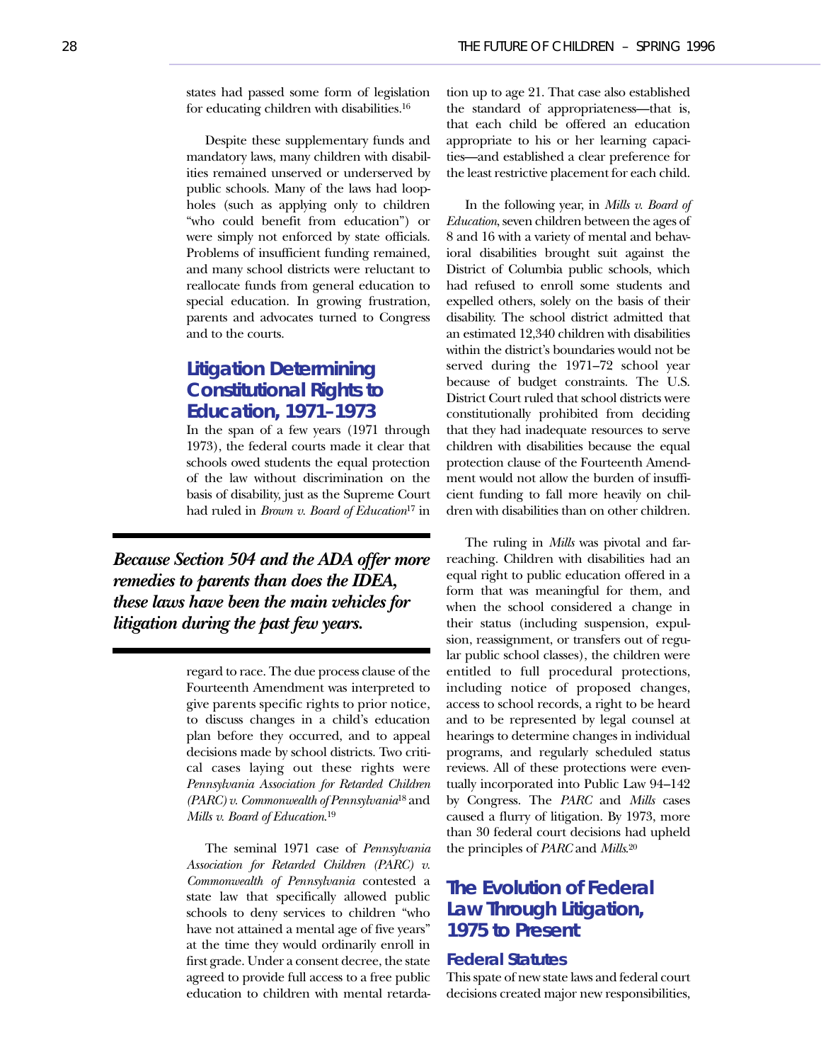states had passed some form of legislation for educating children with disabilities.[16]

Despite these supplementary funds and mandatory laws, many children with disabilities remained unserved or underserved by public schools. Many of the laws had loopholes (such as applying only to children "who could benefit from education") or were simply not enforced by state officials. Problems of insufficient funding remained, and many school districts were reluctant to reallocate funds from general education to special education. In growing frustration, parents and advocates turned to Congress and to the courts.

## Litigation Determining Constitutional Rights to Education, 1971–1973

In the span of a few years (1971 through 1973), the federal courts made it clear that schools owed students the equal protection of the law without discrimination on the basis of disability, just as the Supreme Court had ruled in *Brown v. Board of Education*[17] in regard to race. The due process clause of the Fourteenth Amendment was interpreted to give parents specific rights to prior notice, to discuss changes in a child's education plan before they occurred, and to appeal decisions made by school districts. Two critical cases laying out these rights were *Pennsylvania Association for Retarded Children (PARC) v. Commonwealth of Pennsylvania*[18] and *Mills v. Board of Education*.[19]

***Because Section 504 and the ADA offer more remedies to parents than does the IDEA, these laws have been the main vehicles for litigation during the past few years.***

The seminal 1971 case of *Pennsylvania Association for Retarded Children (PARC) v. Commonwealth of Pennsylvania* contested a state law that specifically allowed public schools to deny services to children "who have not attained a mental age of five years" at the time they would ordinarily enroll in first grade. Under a consent decree, the state agreed to provide full access to a free public education to children with mental retardation up to age 21. That case also established the standard of appropriateness—that is, that each child be offered an education appropriate to his or her learning capacities—and established a clear preference for the least restrictive placement for each child.

In the following year, in *Mills v. Board of Education*, seven children between the ages of 8 and 16 with a variety of mental and behavioral disabilities brought suit against the District of Columbia public schools, which had refused to enroll some students and expelled others, solely on the basis of their disability. The school district admitted that an estimated 12,340 children with disabilities within the district's boundaries would not be served during the 1971–72 school year because of budget constraints. The U.S. District Court ruled that school districts were constitutionally prohibited from deciding that they had inadequate resources to serve children with disabilities because the equal protection clause of the Fourteenth Amendment would not allow the burden of insufficient funding to fall more heavily on children with disabilities than on other children.

The ruling in *Mills* was pivotal and far-reaching. Children with disabilities had an equal right to public education offered in a form that was meaningful for them, and when the school considered a change in their status (including suspension, expulsion, reassignment, or transfers out of regular public school classes), the children were entitled to full procedural protections, including notice of proposed changes, access to school records, a right to be heard and to be represented by legal counsel at hearings to determine changes in individual programs, and regularly scheduled status reviews. All of these protections were eventually incorporated into Public Law 94–142 by Congress. The *PARC* and *Mills* cases caused a flurry of litigation. By 1973, more than 30 federal court decisions had upheld the principles of *PARC* and *Mills*.[20]

## The Evolution of Federal Law Through Litigation, 1975 to Present

### Federal Statutes

This spate of new state laws and federal court decisions created major new responsibilities,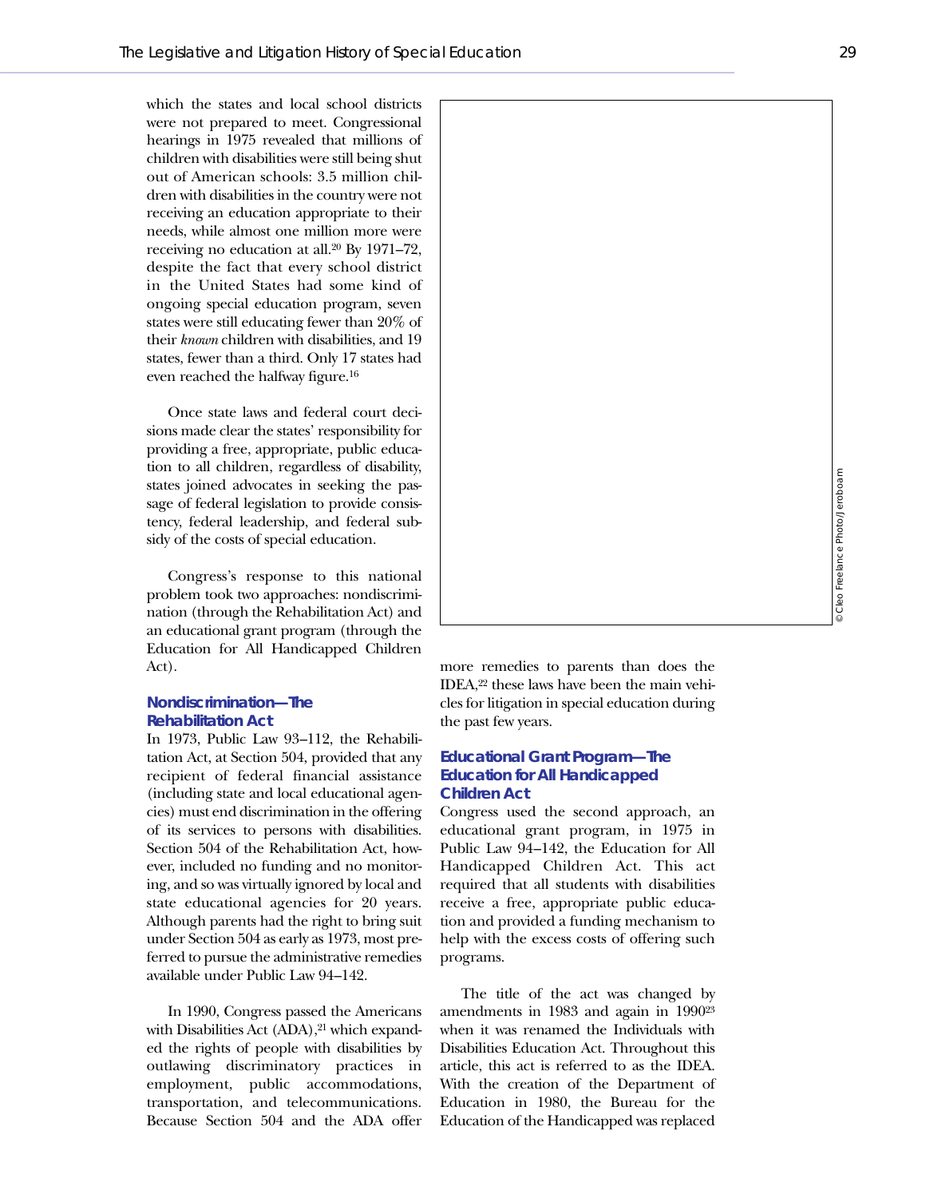which the states and local school districts were not prepared to meet. Congressional hearings in 1975 revealed that millions of children with disabilities were still being shut out of American schools: 3.5 million children with disabilities in the country were not receiving an education appropriate to their needs, while almost one million more were receiving no education at all.[20] By 1971–72, despite the fact that every school district in the United States had some kind of ongoing special education program, seven states were still educating fewer than 20% of their *known* children with disabilities, and 19 states, fewer than a third. Only 17 states had even reached the halfway figure.[16]

Once state laws and federal court decisions made clear the states' responsibility for providing a free, appropriate, public education to all children, regardless of disability, states joined advocates in seeking the passage of federal legislation to provide consistency, federal leadership, and federal subsidy of the costs of special education.

Congress's response to this national problem took two approaches: nondiscrimination (through the Rehabilitation Act) and an educational grant program (through the Education for All Handicapped Children Act).

### Nondiscrimination—The Rehabilitation Act

In 1973, Public Law 93–112, the Rehabilitation Act, at Section 504, provided that any recipient of federal financial assistance (including state and local educational agencies) must end discrimination in the offering of its services to persons with disabilities. Section 504 of the Rehabilitation Act, however, included no funding and no monitoring, and so was virtually ignored by local and state educational agencies for 20 years. Although parents had the right to bring suit under Section 504 as early as 1973, most preferred to pursue the administrative remedies available under Public Law 94–142.

In 1990, Congress passed the Americans with Disabilities Act (ADA),[21] which expanded the rights of people with disabilities by outlawing discriminatory practices in employment, public accommodations, transportation, and telecommunications. Because Section 504 and the ADA offer more remedies to parents than does the IDEA,[22] these laws have been the main vehicles for litigation in special education during the past few years.

© Cleo Freelance Photo/Jeroboam

### Educational Grant Program—The Education for All Handicapped Children Act

Congress used the second approach, an educational grant program, in 1975 in Public Law 94–142, the Education for All Handicapped Children Act. This act required that all students with disabilities receive a free, appropriate public education and provided a funding mechanism to help with the excess costs of offering such programs.

The title of the act was changed by amendments in 1983 and again in 1990[23] when it was renamed the Individuals with Disabilities Education Act. Throughout this article, this act is referred to as the IDEA. With the creation of the Department of Education in 1980, the Bureau for the Education of the Handicapped was replaced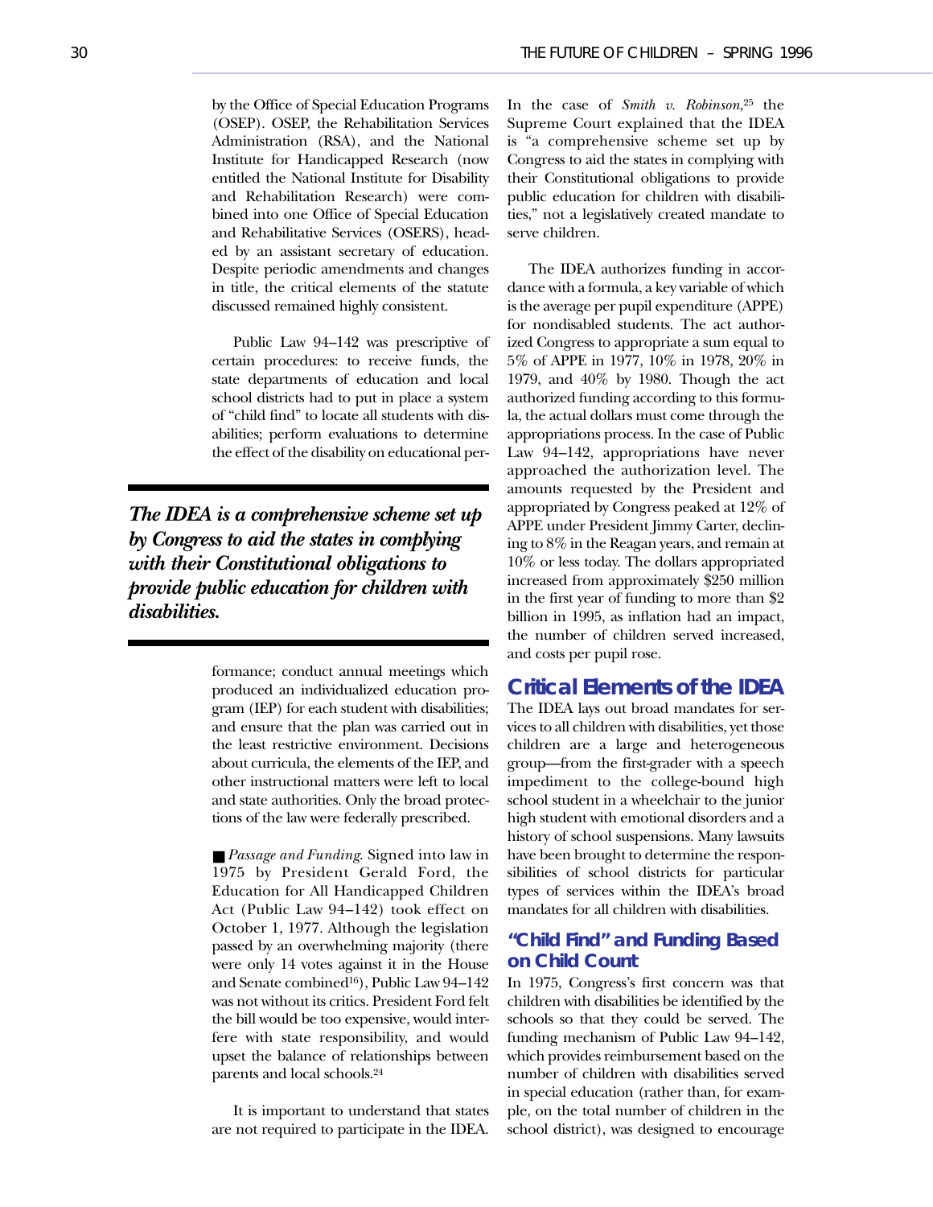by the Office of Special Education Programs (OSEP). OSEP, the Rehabilitation Services Administration (RSA), and the National Institute for Handicapped Research (now entitled the National Institute for Disability and Rehabilitation Research) were combined into one Office of Special Education and Rehabilitative Services (OSERS), headed by an assistant secretary of education. Despite periodic amendments and changes in title, the critical elements of the statute discussed remained highly consistent.

Public Law 94–142 was prescriptive of certain procedures: to receive funds, the state departments of education and local school districts had to put in place a system of "child find" to locate all students with disabilities; perform evaluations to determine the effect of the disability on educational performance; conduct annual meetings which produced an individualized education program (IEP) for each student with disabilities; and ensure that the plan was carried out in the least restrictive environment. Decisions about curricula, the elements of the IEP, and other instructional matters were left to local and state authorities. Only the broad protections of the law were federally prescribed.

***The IDEA is a comprehensive scheme set up by Congress to aid the states in complying with their Constitutional obligations to provide public education for children with disabilities.***

■ *Passage and Funding.* Signed into law in 1975 by President Gerald Ford, the Education for All Handicapped Children Act (Public Law 94–142) took effect on October 1, 1977. Although the legislation passed by an overwhelming majority (there were only 14 votes against it in the House and Senate combined[16]), Public Law 94–142 was not without its critics. President Ford felt the bill would be too expensive, would interfere with state responsibility, and would upset the balance of relationships between parents and local schools.[24]

It is important to understand that states are not required to participate in the IDEA. In the case of *Smith v. Robinson*,[25] the Supreme Court explained that the IDEA is "a comprehensive scheme set up by Congress to aid the states in complying with their Constitutional obligations to provide public education for children with disabilities," not a legislatively created mandate to serve children.

The IDEA authorizes funding in accordance with a formula, a key variable of which is the average per pupil expenditure (APPE) for nondisabled students. The act authorized Congress to appropriate a sum equal to 5% of APPE in 1977, 10% in 1978, 20% in 1979, and 40% by 1980. Though the act authorized funding according to this formula, the actual dollars must come through the appropriations process. In the case of Public Law 94–142, appropriations have never approached the authorization level. The amounts requested by the President and appropriated by Congress peaked at 12% of APPE under President Jimmy Carter, declining to 8% in the Reagan years, and remain at 10% or less today. The dollars appropriated increased from approximately $250 million in the first year of funding to more than $2 billion in 1995, as inflation had an impact, the number of children served increased, and costs per pupil rose.

## Critical Elements of the IDEA

The IDEA lays out broad mandates for services to all children with disabilities, yet those children are a large and heterogeneous group—from the first-grader with a speech impediment to the college-bound high school student in a wheelchair to the junior high student with emotional disorders and a history of school suspensions. Many lawsuits have been brought to determine the responsibilities of school districts for particular types of services within the IDEA's broad mandates for all children with disabilities.

### "Child Find" and Funding Based on Child Count

In 1975, Congress's first concern was that children with disabilities be identified by the schools so that they could be served. The funding mechanism of Public Law 94–142, which provides reimbursement based on the number of children with disabilities served in special education (rather than, for example, on the total number of children in the school district), was designed to encourage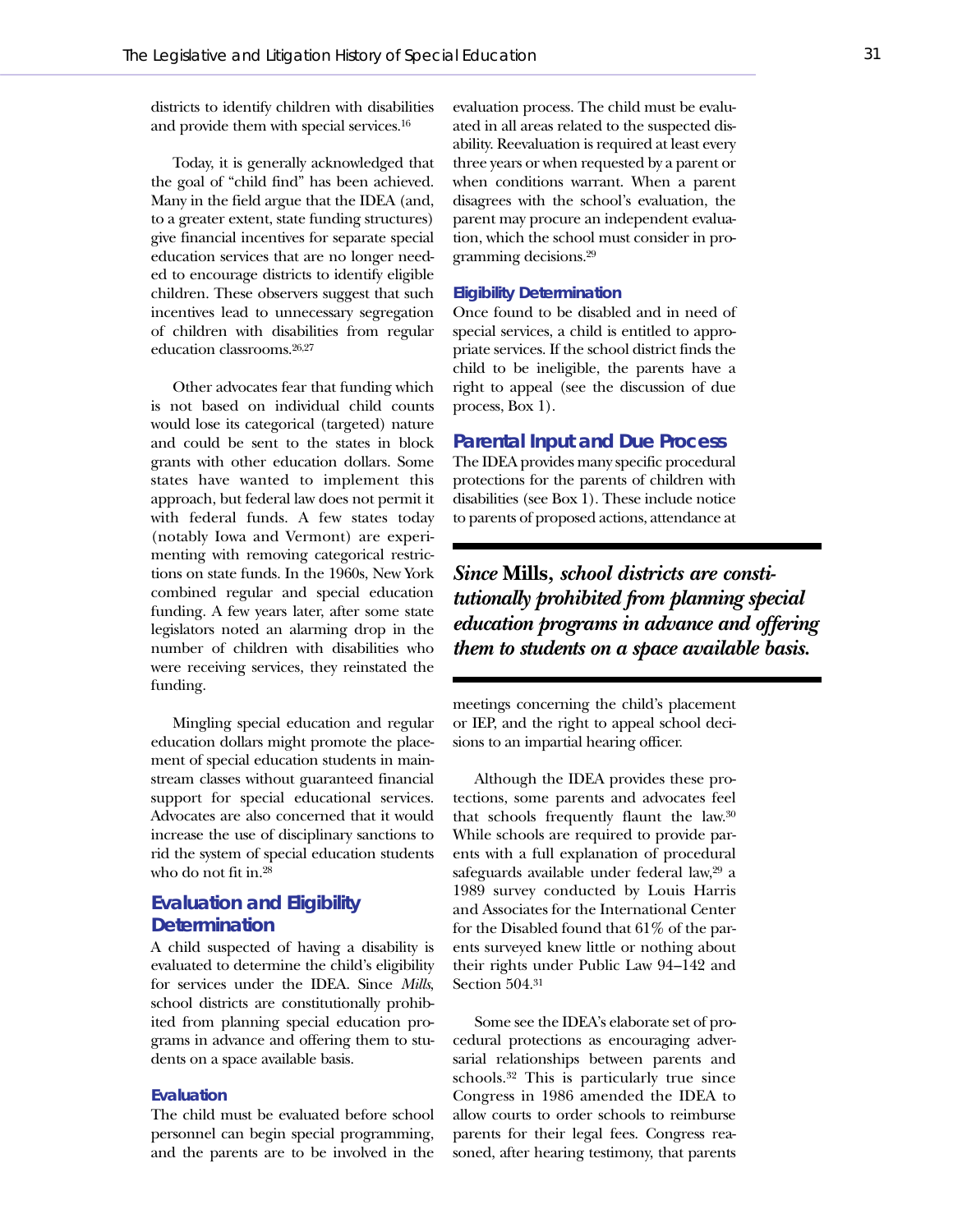districts to identify children with disabilities and provide them with special services.[16]

Today, it is generally acknowledged that the goal of "child find" has been achieved. Many in the field argue that the IDEA (and, to a greater extent, state funding structures) give financial incentives for separate special education services that are no longer needed to encourage districts to identify eligible children. These observers suggest that such incentives lead to unnecessary segregation of children with disabilities from regular education classrooms.[26,27]

Other advocates fear that funding which is not based on individual child counts would lose its categorical (targeted) nature and could be sent to the states in block grants with other education dollars. Some states have wanted to implement this approach, but federal law does not permit it with federal funds. A few states today (notably Iowa and Vermont) are experimenting with removing categorical restrictions on state funds. In the 1960s, New York combined regular and special education funding. A few years later, after some state legislators noted an alarming drop in the number of children with disabilities who were receiving services, they reinstated the funding.

Mingling special education and regular education dollars might promote the placement of special education students in mainstream classes without guaranteed financial support for special educational services. Advocates are also concerned that it would increase the use of disciplinary sanctions to rid the system of special education students who do not fit in.[28]

## Evaluation and Eligibility Determination

A child suspected of having a disability is evaluated to determine the child's eligibility for services under the IDEA. Since *Mills*, school districts are constitutionally prohibited from planning special education programs in advance and offering them to students on a space available basis.

### Evaluation

The child must be evaluated before school personnel can begin special programming, and the parents are to be involved in the evaluation process. The child must be evaluated in all areas related to the suspected disability. Reevaluation is required at least every three years or when requested by a parent or when conditions warrant. When a parent disagrees with the school's evaluation, the parent may procure an independent evaluation, which the school must consider in programming decisions.[29]

### Eligibility Determination

Once found to be disabled and in need of special services, a child is entitled to appropriate services. If the school district finds the child to be ineligible, the parents have a right to appeal (see the discussion of due process, Box 1).

## Parental Input and Due Process

The IDEA provides many specific procedural protections for the parents of children with disabilities (see Box 1). These include notice to parents of proposed actions, attendance at meetings concerning the child's placement or IEP, and the right to appeal school decisions to an impartial hearing officer.

> ***Since* Mills, *school districts are constitutionally prohibited from planning special education programs in advance and offering them to students on a space available basis.***

Although the IDEA provides these protections, some parents and advocates feel that schools frequently flaunt the law.[30] While schools are required to provide parents with a full explanation of procedural safeguards available under federal law,[29] a 1989 survey conducted by Louis Harris and Associates for the International Center for the Disabled found that 61% of the parents surveyed knew little or nothing about their rights under Public Law 94–142 and Section 504.[31]

Some see the IDEA's elaborate set of procedural protections as encouraging adversarial relationships between parents and schools.[32] This is particularly true since Congress in 1986 amended the IDEA to allow courts to order schools to reimburse parents for their legal fees. Congress reasoned, after hearing testimony, that parents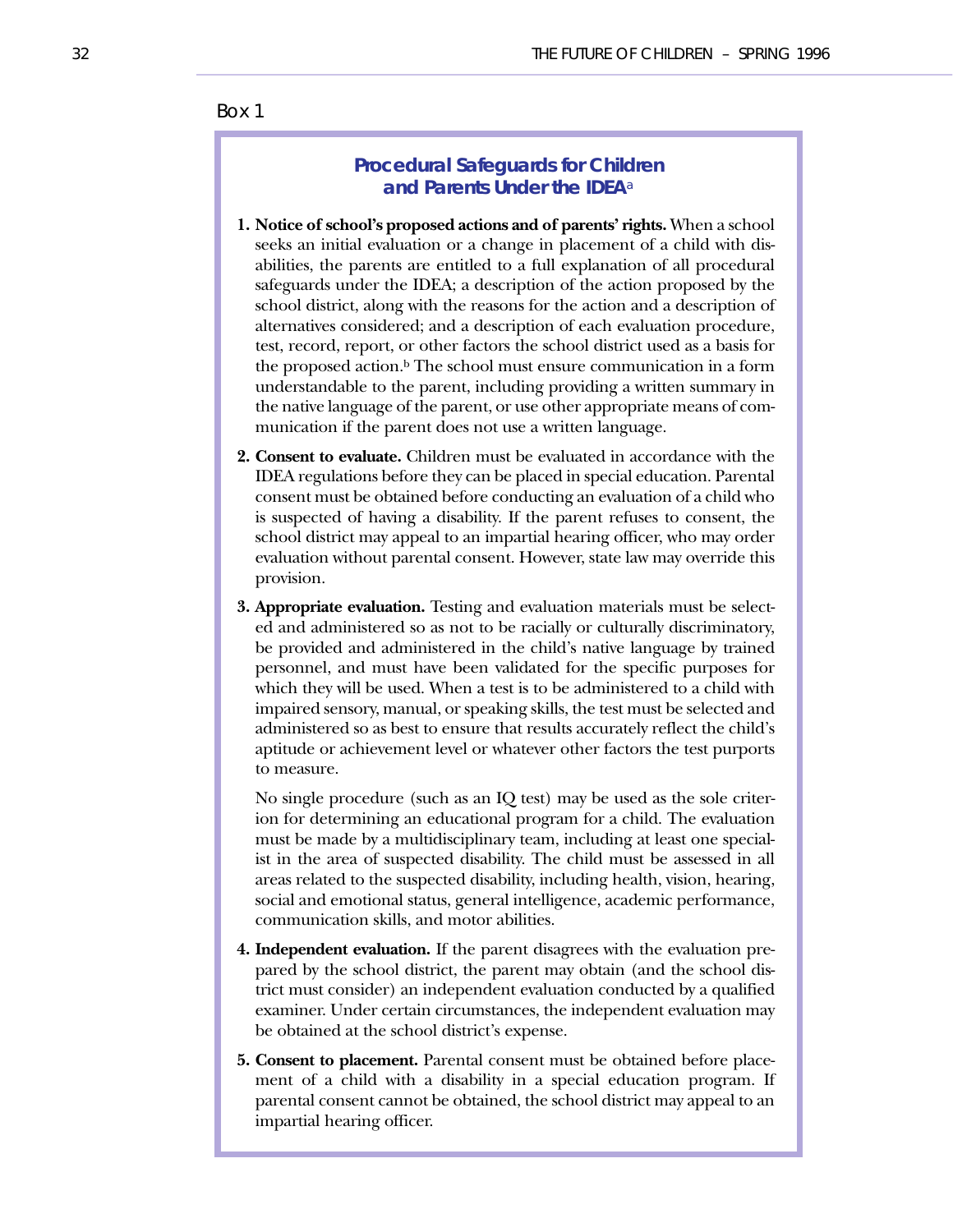Box 1

## Procedural Safeguards for Children and Parents Under the IDEA[a]

1. **Notice of school's proposed actions and of parents' rights.** When a school seeks an initial evaluation or a change in placement of a child with disabilities, the parents are entitled to a full explanation of all procedural safeguards under the IDEA; a description of the action proposed by the school district, along with the reasons for the action and a description of alternatives considered; and a description of each evaluation procedure, test, record, report, or other factors the school district used as a basis for the proposed action.[b] The school must ensure communication in a form understandable to the parent, including providing a written summary in the native language of the parent, or use other appropriate means of communication if the parent does not use a written language.

2. **Consent to evaluate.** Children must be evaluated in accordance with the IDEA regulations before they can be placed in special education. Parental consent must be obtained before conducting an evaluation of a child who is suspected of having a disability. If the parent refuses to consent, the school district may appeal to an impartial hearing officer, who may order evaluation without parental consent. However, state law may override this provision.

3. **Appropriate evaluation.** Testing and evaluation materials must be selected and administered so as not to be racially or culturally discriminatory, be provided and administered in the child's native language by trained personnel, and must have been validated for the specific purposes for which they will be used. When a test is to be administered to a child with impaired sensory, manual, or speaking skills, the test must be selected and administered so as best to ensure that results accurately reflect the child's aptitude or achievement level or whatever other factors the test purports to measure.

   No single procedure (such as an IQ test) may be used as the sole criterion for determining an educational program for a child. The evaluation must be made by a multidisciplinary team, including at least one specialist in the area of suspected disability. The child must be assessed in all areas related to the suspected disability, including health, vision, hearing, social and emotional status, general intelligence, academic performance, communication skills, and motor abilities.

4. **Independent evaluation.** If the parent disagrees with the evaluation prepared by the school district, the parent may obtain (and the school district must consider) an independent evaluation conducted by a qualified examiner. Under certain circumstances, the independent evaluation may be obtained at the school district's expense.

5. **Consent to placement.** Parental consent must be obtained before placement of a child with a disability in a special education program. If parental consent cannot be obtained, the school district may appeal to an impartial hearing officer.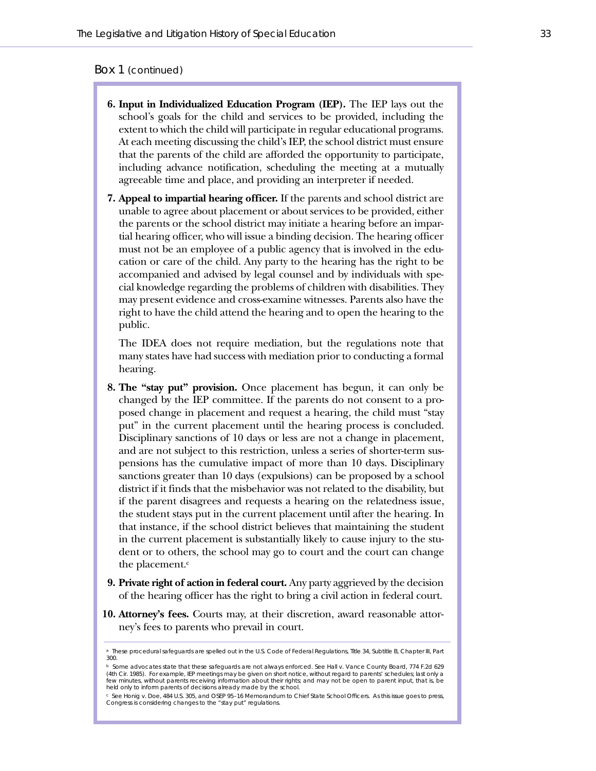Box 1 (continued)

6. **Input in Individualized Education Program (IEP).** The IEP lays out the school's goals for the child and services to be provided, including the extent to which the child will participate in regular educational programs. At each meeting discussing the child's IEP, the school district must ensure that the parents of the child are afforded the opportunity to participate, including advance notification, scheduling the meeting at a mutually agreeable time and place, and providing an interpreter if needed.

7. **Appeal to impartial hearing officer.** If the parents and school district are unable to agree about placement or about services to be provided, either the parents or the school district may initiate a hearing before an impartial hearing officer, who will issue a binding decision. The hearing officer must not be an employee of a public agency that is involved in the education or care of the child. Any party to the hearing has the right to be accompanied and advised by legal counsel and by individuals with special knowledge regarding the problems of children with disabilities. They may present evidence and cross-examine witnesses. Parents also have the right to have the child attend the hearing and to open the hearing to the public.

   The IDEA does not require mediation, but the regulations note that many states have had success with mediation prior to conducting a formal hearing.

8. **The "stay put" provision.** Once placement has begun, it can only be changed by the IEP committee. If the parents do not consent to a proposed change in placement and request a hearing, the child must "stay put" in the current placement until the hearing process is concluded. Disciplinary sanctions of 10 days or less are not a change in placement, and are not subject to this restriction, unless a series of shorter-term suspensions has the cumulative impact of more than 10 days. Disciplinary sanctions greater than 10 days (expulsions) can be proposed by a school district if it finds that the misbehavior was not related to the disability, but if the parent disagrees and requests a hearing on the relatedness issue, the student stays put in the current placement until after the hearing. In that instance, if the school district believes that maintaining the student in the current placement is substantially likely to cause injury to the student or to others, the school may go to court and the court can change the placement.[c]

9. **Private right of action in federal court.** Any party aggrieved by the decision of the hearing officer has the right to bring a civil action in federal court.

10. **Attorney's fees.** Courts may, at their discretion, award reasonable attorney's fees to parents who prevail in court.

[a] These procedural safeguards are spelled out in the U.S. Code of Federal Regulations, Title 34, Subtitle B, Chapter III, Part 300.

[b] Some advocates state that these safeguards are not always enforced. See Hall v. Vance County Board, 774 F.2d 629 (4th Cir. 1985). For example, IEP meetings may be given on short notice, without regard to parents' schedules; last only a few minutes, without parents receiving information about their rights; and may not be open to parent input, that is, be held only to inform parents of decisions already made by the school.

[c] See Honig v. Doe, 484 U.S. 305, and OSEP 95–16 Memorandum to Chief State School Officers. As this issue goes to press, Congress is considering changes to the "stay put" regulations.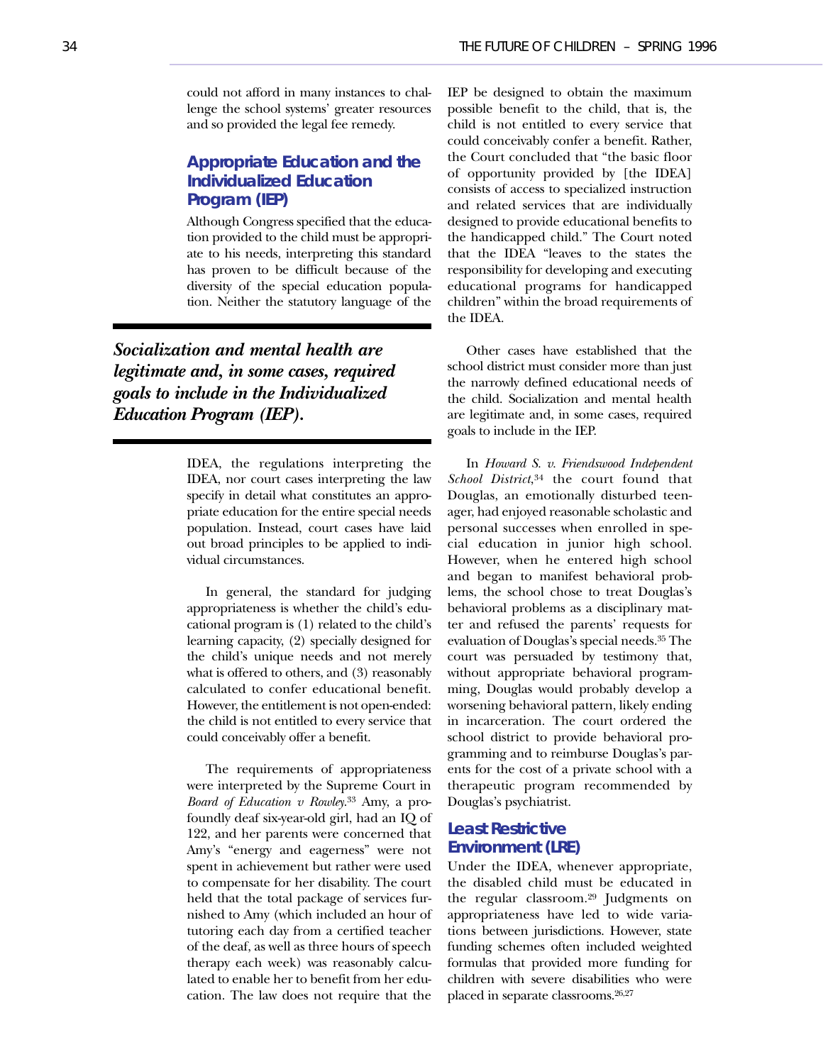could not afford in many instances to challenge the school systems' greater resources and so provided the legal fee remedy.

## Appropriate Education and the Individualized Education Program (IEP)

Although Congress specified that the education provided to the child must be appropriate to his needs, interpreting this standard has proven to be difficult because of the diversity of the special education population. Neither the statutory language of the IDEA, the regulations interpreting the IDEA, nor court cases interpreting the law specify in detail what constitutes an appropriate education for the entire special needs population. Instead, court cases have laid out broad principles to be applied to individual circumstances.

***Socialization and mental health are legitimate and, in some cases, required goals to include in the Individualized Education Program (IEP).***

In general, the standard for judging appropriateness is whether the child's educational program is (1) related to the child's learning capacity, (2) specially designed for the child's unique needs and not merely what is offered to others, and (3) reasonably calculated to confer educational benefit. However, the entitlement is not open-ended: the child is not entitled to every service that could conceivably offer a benefit.

The requirements of appropriateness were interpreted by the Supreme Court in *Board of Education v Rowley*.[33] Amy, a profoundly deaf six-year-old girl, had an IQ of 122, and her parents were concerned that Amy's "energy and eagerness" were not spent in achievement but rather were used to compensate for her disability. The court held that the total package of services furnished to Amy (which included an hour of tutoring each day from a certified teacher of the deaf, as well as three hours of speech therapy each week) was reasonably calculated to enable her to benefit from her education. The law does not require that the IEP be designed to obtain the maximum possible benefit to the child, that is, the child is not entitled to every service that could conceivably confer a benefit. Rather, the Court concluded that "the basic floor of opportunity provided by [the IDEA] consists of access to specialized instruction and related services that are individually designed to provide educational benefits to the handicapped child." The Court noted that the IDEA "leaves to the states the responsibility for developing and executing educational programs for handicapped children" within the broad requirements of the IDEA.

Other cases have established that the school district must consider more than just the narrowly defined educational needs of the child. Socialization and mental health are legitimate and, in some cases, required goals to include in the IEP.

In *Howard S. v. Friendswood Independent School District*,[34] the court found that Douglas, an emotionally disturbed teenager, had enjoyed reasonable scholastic and personal successes when enrolled in special education in junior high school. However, when he entered high school and began to manifest behavioral problems, the school chose to treat Douglas's behavioral problems as a disciplinary matter and refused the parents' requests for evaluation of Douglas's special needs.[35] The court was persuaded by testimony that, without appropriate behavioral programming, Douglas would probably develop a worsening behavioral pattern, likely ending in incarceration. The court ordered the school district to provide behavioral programming and to reimburse Douglas's parents for the cost of a private school with a therapeutic program recommended by Douglas's psychiatrist.

## Least Restrictive Environment (LRE)

Under the IDEA, whenever appropriate, the disabled child must be educated in the regular classroom.[29] Judgments on appropriateness have led to wide variations between jurisdictions. However, state funding schemes often included weighted formulas that provided more funding for children with severe disabilities who were placed in separate classrooms.[26,27]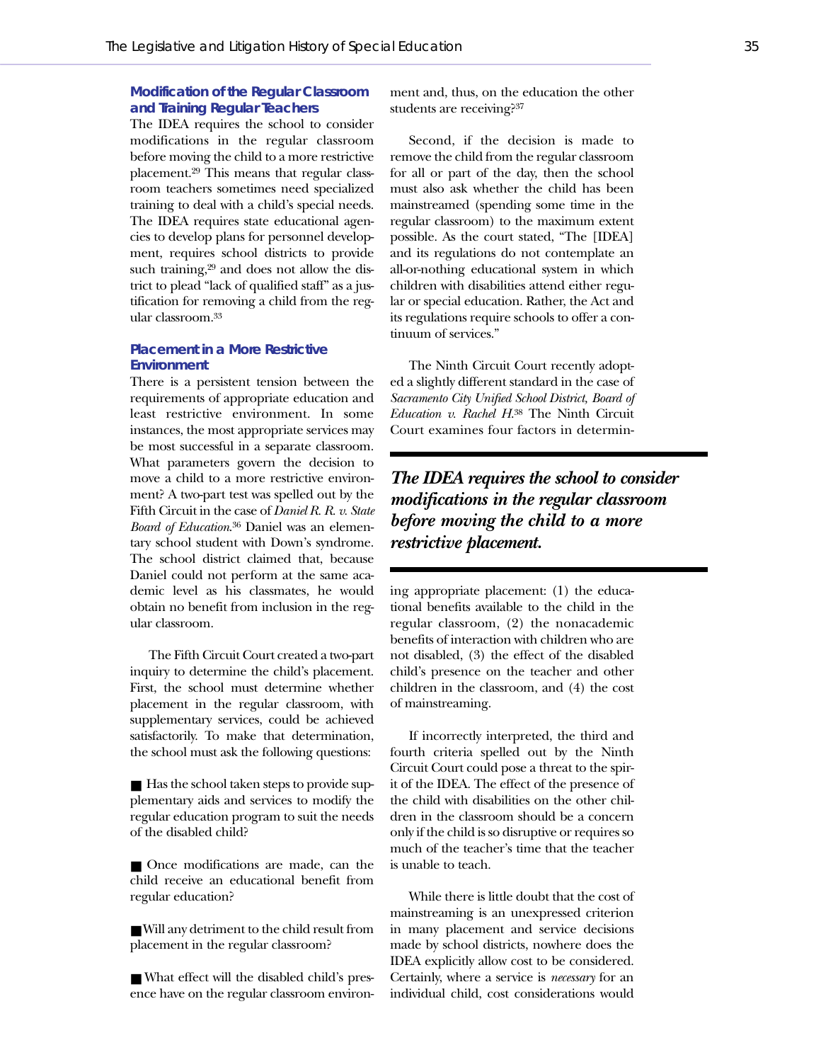### Modification of the Regular Classroom and Training Regular Teachers

The IDEA requires the school to consider modifications in the regular classroom before moving the child to a more restrictive placement.[29] This means that regular classroom teachers sometimes need specialized training to deal with a child's special needs. The IDEA requires state educational agencies to develop plans for personnel development, requires school districts to provide such training,[29] and does not allow the district to plead "lack of qualified staff" as a justification for removing a child from the regular classroom.[33]

### Placement in a More Restrictive Environment

There is a persistent tension between the requirements of appropriate education and least restrictive environment. In some instances, the most appropriate services may be most successful in a separate classroom. What parameters govern the decision to move a child to a more restrictive environment? A two-part test was spelled out by the Fifth Circuit in the case of *Daniel R. R. v. State Board of Education*.[36] Daniel was an elementary school student with Down's syndrome. The school district claimed that, because Daniel could not perform at the same academic level as his classmates, he would obtain no benefit from inclusion in the regular classroom.

The Fifth Circuit Court created a two-part inquiry to determine the child's placement. First, the school must determine whether placement in the regular classroom, with supplementary services, could be achieved satisfactorily. To make that determination, the school must ask the following questions:

- Has the school taken steps to provide supplementary aids and services to modify the regular education program to suit the needs of the disabled child?
- Once modifications are made, can the child receive an educational benefit from regular education?
- Will any detriment to the child result from placement in the regular classroom?
- What effect will the disabled child's presence have on the regular classroom environment and, thus, on the education the other students are receiving?[37]

Second, if the decision is made to remove the child from the regular classroom for all or part of the day, then the school must also ask whether the child has been mainstreamed (spending some time in the regular classroom) to the maximum extent possible. As the court stated, "The [IDEA] and its regulations do not contemplate an all-or-nothing educational system in which children with disabilities attend either regular or special education. Rather, the Act and its regulations require schools to offer a continuum of services."

The Ninth Circuit Court recently adopted a slightly different standard in the case of *Sacramento City Unified School District, Board of Education v. Rachel H.*[38] The Ninth Circuit Court examines four factors in determining appropriate placement: (1) the educational benefits available to the child in the regular classroom, (2) the nonacademic benefits of interaction with children who are not disabled, (3) the effect of the disabled child's presence on the teacher and other children in the classroom, and (4) the cost of mainstreaming.

***The IDEA requires the school to consider modifications in the regular classroom before moving the child to a more restrictive placement.***

If incorrectly interpreted, the third and fourth criteria spelled out by the Ninth Circuit Court could pose a threat to the spirit of the IDEA. The effect of the presence of the child with disabilities on the other children in the classroom should be a concern only if the child is so disruptive or requires so much of the teacher's time that the teacher is unable to teach.

While there is little doubt that the cost of mainstreaming is an unexpressed criterion in many placement and service decisions made by school districts, nowhere does the IDEA explicitly allow cost to be considered. Certainly, where a service is *necessary* for an individual child, cost considerations would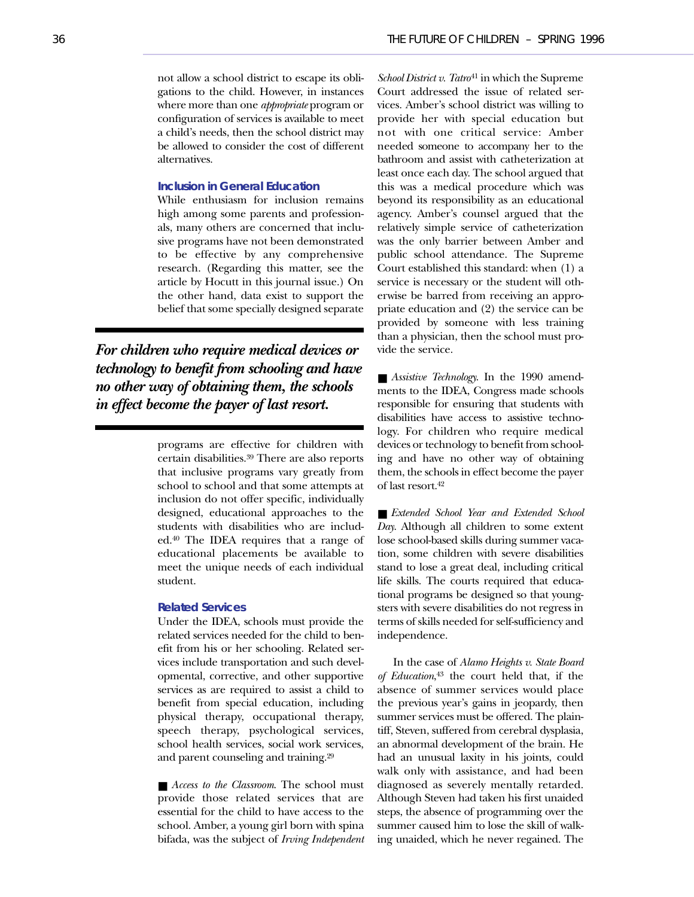not allow a school district to escape its obligations to the child. However, in instances where more than one *appropriate* program or configuration of services is available to meet a child's needs, then the school district may be allowed to consider the cost of different alternatives.

### Inclusion in General Education

While enthusiasm for inclusion remains high among some parents and professionals, many others are concerned that inclusive programs have not been demonstrated to be effective by any comprehensive research. (Regarding this matter, see the article by Hocutt in this journal issue.) On the other hand, data exist to support the belief that some specially designed separate programs are effective for children with certain disabilities.[39] There are also reports that inclusive programs vary greatly from school to school and that some attempts at inclusion do not offer specific, individually designed, educational approaches to the students with disabilities who are included.[40] The IDEA requires that a range of educational placements be available to meet the unique needs of each individual student.

**_For children who require medical devices or technology to benefit from schooling and have no other way of obtaining them, the schools in effect become the payer of last resort._**

### Related Services

Under the IDEA, schools must provide the related services needed for the child to benefit from his or her schooling. Related services include transportation and such developmental, corrective, and other supportive services as are required to assist a child to benefit from special education, including physical therapy, occupational therapy, speech therapy, psychological services, school health services, social work services, and parent counseling and training.[29]

■ *Access to the Classroom.* The school must provide those related services that are essential for the child to have access to the school. Amber, a young girl born with spina bifada, was the subject of *Irving Independent School District v. Tatro*[41] in which the Supreme Court addressed the issue of related services. Amber's school district was willing to provide her with special education but not with one critical service: Amber needed someone to accompany her to the bathroom and assist with catheterization at least once each day. The school argued that this was a medical procedure which was beyond its responsibility as an educational agency. Amber's counsel argued that the relatively simple service of catheterization was the only barrier between Amber and public school attendance. The Supreme Court established this standard: when (1) a service is necessary or the student will otherwise be barred from receiving an appropriate education and (2) the service can be provided by someone with less training than a physician, then the school must provide the service.

■ *Assistive Technology.* In the 1990 amendments to the IDEA, Congress made schools responsible for ensuring that students with disabilities have access to assistive technology. For children who require medical devices or technology to benefit from schooling and have no other way of obtaining them, the schools in effect become the payer of last resort.[42]

■ *Extended School Year and Extended School Day.* Although all children to some extent lose school-based skills during summer vacation, some children with severe disabilities stand to lose a great deal, including critical life skills. The courts required that educational programs be designed so that youngsters with severe disabilities do not regress in terms of skills needed for self-sufficiency and independence.

In the case of *Alamo Heights v. State Board of Education*,[43] the court held that, if the absence of summer services would place the previous year's gains in jeopardy, then summer services must be offered. The plaintiff, Steven, suffered from cerebral dysplasia, an abnormal development of the brain. He had an unusual laxity in his joints, could walk only with assistance, and had been diagnosed as severely mentally retarded. Although Steven had taken his first unaided steps, the absence of programming over the summer caused him to lose the skill of walking unaided, which he never regained. The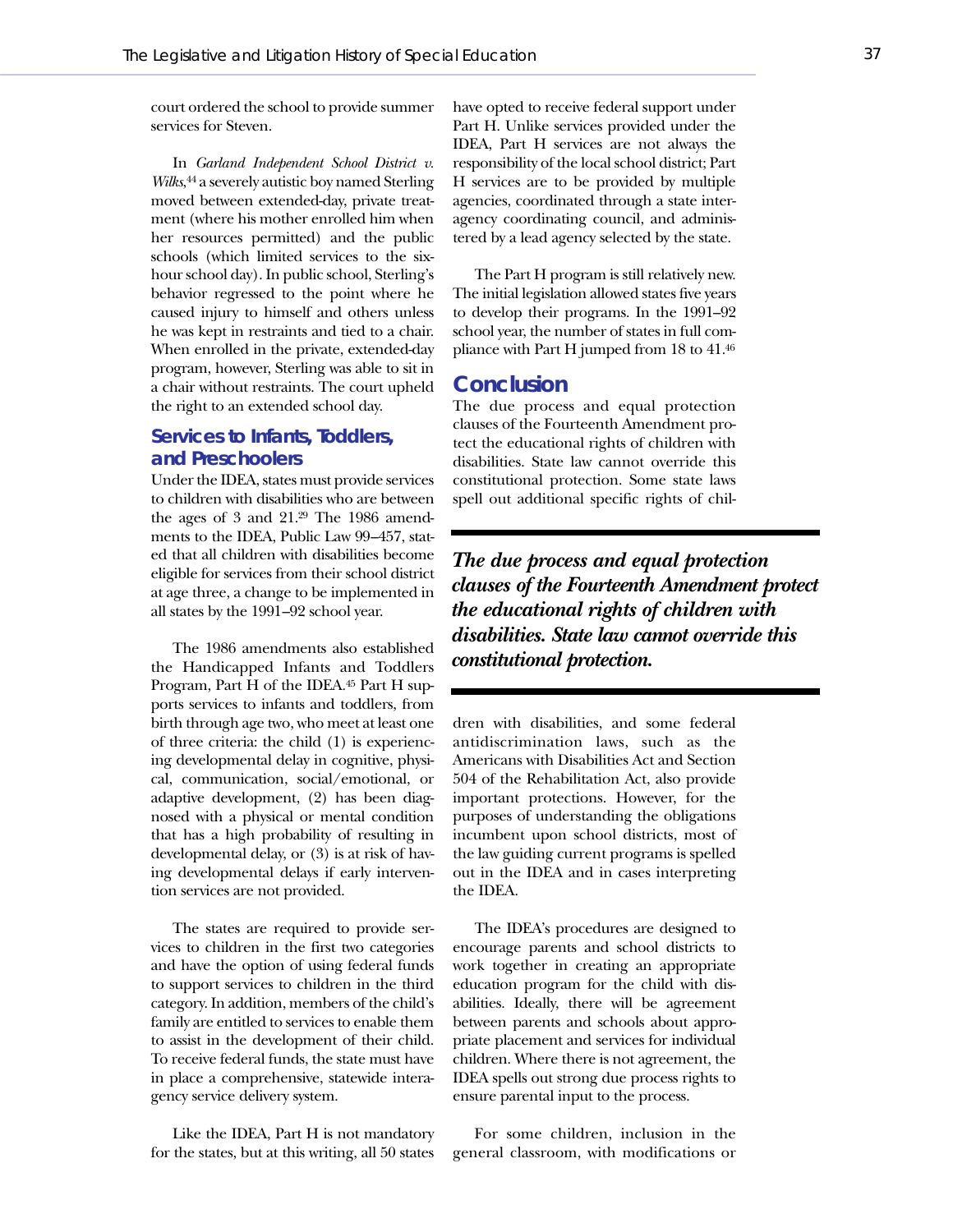court ordered the school to provide summer services for Steven.

In *Garland Independent School District v. Wilks*,[44] a severely autistic boy named Sterling moved between extended-day, private treatment (where his mother enrolled him when her resources permitted) and the public schools (which limited services to the six-hour school day). In public school, Sterling's behavior regressed to the point where he caused injury to himself and others unless he was kept in restraints and tied to a chair. When enrolled in the private, extended-day program, however, Sterling was able to sit in a chair without restraints. The court upheld the right to an extended school day.

### Services to Infants, Toddlers, and Preschoolers

Under the IDEA, states must provide services to children with disabilities who are between the ages of 3 and 21.[29] The 1986 amendments to the IDEA, Public Law 99–457, stated that all children with disabilities become eligible for services from their school district at age three, a change to be implemented in all states by the 1991–92 school year.

The 1986 amendments also established the Handicapped Infants and Toddlers Program, Part H of the IDEA.[45] Part H supports services to infants and toddlers, from birth through age two, who meet at least one of three criteria: the child (1) is experiencing developmental delay in cognitive, physical, communication, social/emotional, or adaptive development, (2) has been diagnosed with a physical or mental condition that has a high probability of resulting in developmental delay, or (3) is at risk of having developmental delays if early intervention services are not provided.

The states are required to provide services to children in the first two categories and have the option of using federal funds to support services to children in the third category. In addition, members of the child's family are entitled to services to enable them to assist in the development of their child. To receive federal funds, the state must have in place a comprehensive, statewide interagency service delivery system.

Like the IDEA, Part H is not mandatory for the states, but at this writing, all 50 states have opted to receive federal support under Part H. Unlike services provided under the IDEA, Part H services are not always the responsibility of the local school district; Part H services are to be provided by multiple agencies, coordinated through a state interagency coordinating council, and administered by a lead agency selected by the state.

The Part H program is still relatively new. The initial legislation allowed states five years to develop their programs. In the 1991–92 school year, the number of states in full compliance with Part H jumped from 18 to 41.[46]

## Conclusion

The due process and equal protection clauses of the Fourteenth Amendment protect the educational rights of children with disabilities. State law cannot override this constitutional protection. Some state laws spell out additional specific rights of children with disabilities, and some federal antidiscrimination laws, such as the Americans with Disabilities Act and Section 504 of the Rehabilitation Act, also provide important protections. However, for the purposes of understanding the obligations incumbent upon school districts, most of the law guiding current programs is spelled out in the IDEA and in cases interpreting the IDEA.

***The due process and equal protection clauses of the Fourteenth Amendment protect the educational rights of children with disabilities. State law cannot override this constitutional protection.***

The IDEA's procedures are designed to encourage parents and school districts to work together in creating an appropriate education program for the child with disabilities. Ideally, there will be agreement between parents and schools about appropriate placement and services for individual children. Where there is not agreement, the IDEA spells out strong due process rights to ensure parental input to the process.

For some children, inclusion in the general classroom, with modifications or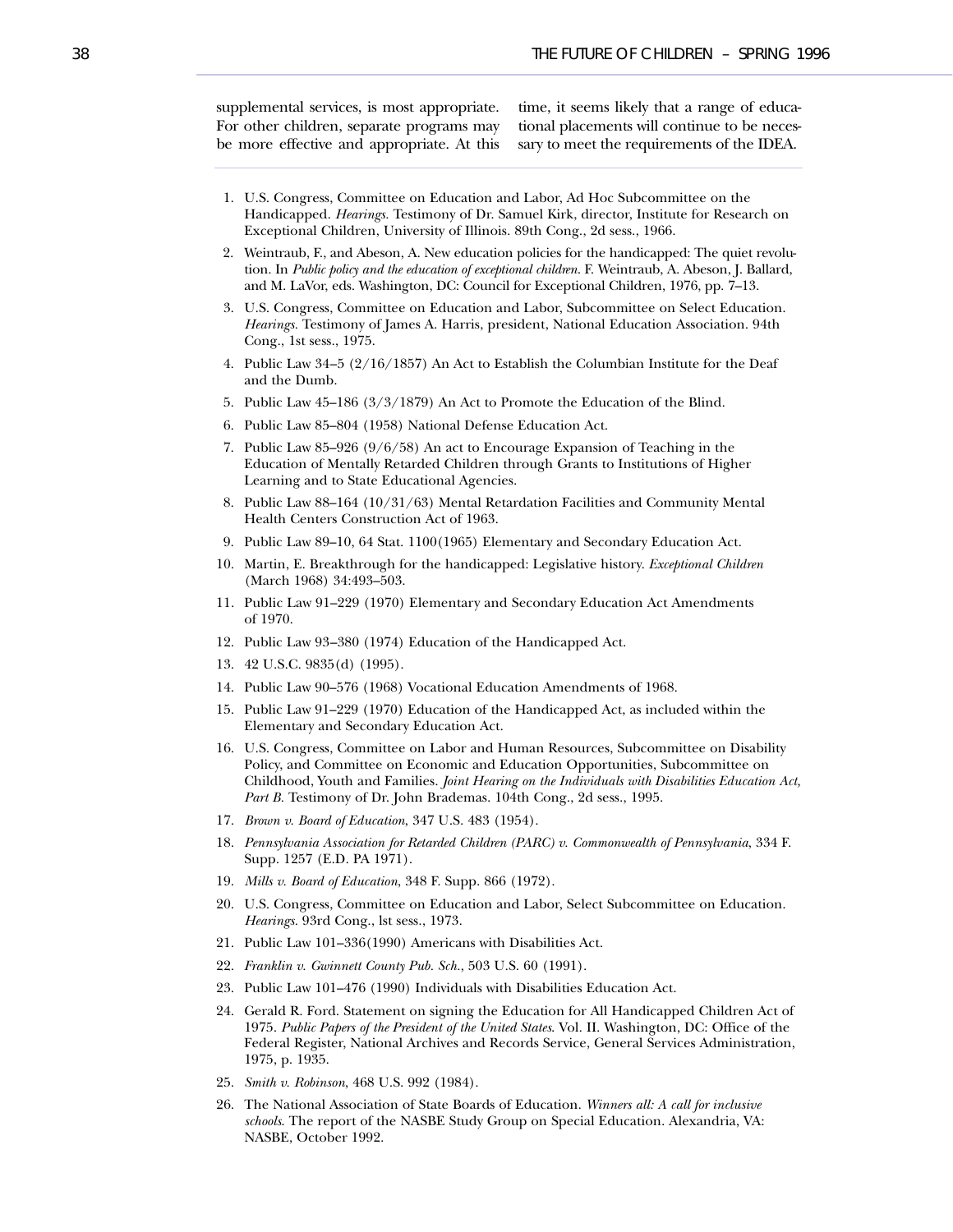supplemental services, is most appropriate. For other children, separate programs may be more effective and appropriate. At this time, it seems likely that a range of educational placements will continue to be necessary to meet the requirements of the IDEA.

1. U.S. Congress, Committee on Education and Labor, Ad Hoc Subcommittee on the Handicapped. *Hearings.* Testimony of Dr. Samuel Kirk, director, Institute for Research on Exceptional Children, University of Illinois. 89th Cong., 2d sess., 1966.
2. Weintraub, F., and Abeson, A. New education policies for the handicapped: The quiet revolution. In *Public policy and the education of exceptional children*. F. Weintraub, A. Abeson, J. Ballard, and M. LaVor, eds. Washington, DC: Council for Exceptional Children, 1976, pp. 7–13.
3. U.S. Congress, Committee on Education and Labor, Subcommittee on Select Education. *Hearings.* Testimony of James A. Harris, president, National Education Association. 94th Cong., 1st sess., 1975.
4. Public Law 34–5 (2/16/1857) An Act to Establish the Columbian Institute for the Deaf and the Dumb.
5. Public Law 45–186 (3/3/1879) An Act to Promote the Education of the Blind.
6. Public Law 85–804 (1958) National Defense Education Act.
7. Public Law 85–926 (9/6/58) An act to Encourage Expansion of Teaching in the Education of Mentally Retarded Children through Grants to Institutions of Higher Learning and to State Educational Agencies.
8. Public Law 88–164 (10/31/63) Mental Retardation Facilities and Community Mental Health Centers Construction Act of 1963.
9. Public Law 89–10, 64 Stat. 1100(1965) Elementary and Secondary Education Act.
10. Martin, E. Breakthrough for the handicapped: Legislative history. *Exceptional Children* (March 1968) 34:493–503.
11. Public Law 91–229 (1970) Elementary and Secondary Education Act Amendments of 1970.
12. Public Law 93–380 (1974) Education of the Handicapped Act.
13. 42 U.S.C. 9835(d) (1995).
14. Public Law 90–576 (1968) Vocational Education Amendments of 1968.
15. Public Law 91–229 (1970) Education of the Handicapped Act, as included within the Elementary and Secondary Education Act.
16. U.S. Congress, Committee on Labor and Human Resources, Subcommittee on Disability Policy, and Committee on Economic and Education Opportunities, Subcommittee on Childhood, Youth and Families. *Joint Hearing on the Individuals with Disabilities Education Act, Part B.* Testimony of Dr. John Brademas. 104th Cong., 2d sess., 1995.
17. *Brown v. Board of Education*, 347 U.S. 483 (1954).
18. *Pennsylvania Association for Retarded Children (PARC) v. Commonwealth of Pennsylvania*, 334 F. Supp. 1257 (E.D. PA 1971).
19. *Mills v. Board of Education*, 348 F. Supp. 866 (1972).
20. U.S. Congress, Committee on Education and Labor, Select Subcommittee on Education. *Hearings.* 93rd Cong., lst sess., 1973.
21. Public Law 101–336(1990) Americans with Disabilities Act.
22. *Franklin v. Gwinnett County Pub. Sch.*, 503 U.S. 60 (1991).
23. Public Law 101–476 (1990) Individuals with Disabilities Education Act.
24. Gerald R. Ford. Statement on signing the Education for All Handicapped Children Act of 1975. *Public Papers of the President of the United States.* Vol. II. Washington, DC: Office of the Federal Register, National Archives and Records Service, General Services Administration, 1975, p. 1935.
25. *Smith v. Robinson*, 468 U.S. 992 (1984).
26. The National Association of State Boards of Education. *Winners all: A call for inclusive schools.* The report of the NASBE Study Group on Special Education. Alexandria, VA: NASBE, October 1992.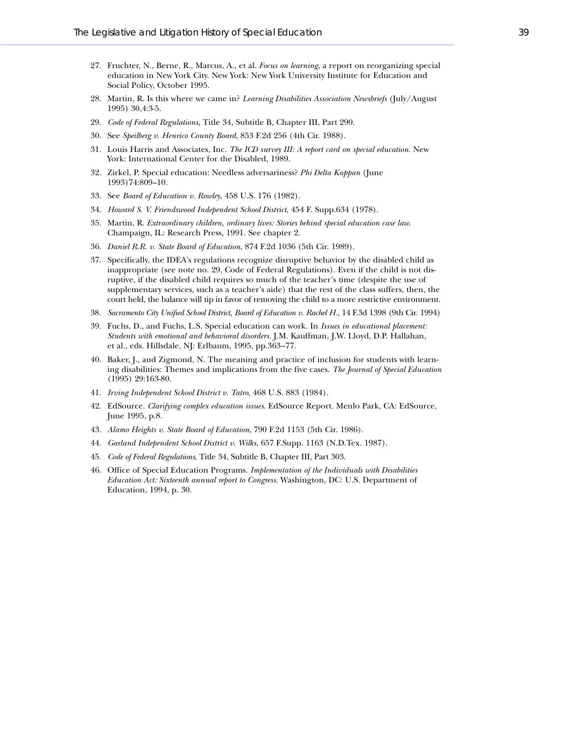27. Fruchter, N., Berne, R., Marcus, A., et al. *Focus on learning*, a report on reorganizing special education in New York City. New York: New York University Institute for Education and Social Policy, October 1995.
28. Martin, R. Is this where we came in? *Learning Disabilities Association Newsbriefs* (July/August 1995) 30,4:3-5.
29. *Code of Federal Regulations*, Title 34, Subtitle B, Chapter III, Part 290.
30. See *Speilberg v. Henrico County Board*, 853 F.2d 256 (4th Cir. 1988).
31. Louis Harris and Associates, Inc. *The ICD survey III: A report card on special education*. New York: International Center for the Disabled, 1989.
32. Zirkel, P. Special education: Needless adversariness? *Phi Delta Kappan* (June 1993)74:809–10.
33. See *Board of Education v. Rowley*, 458 U.S. 176 (1982).
34. *Howard S. V. Friendswood Independent School District*, 454 F. Supp.634 (1978).
35. Martin, R. *Extraordinary children, ordinary lives: Stories behind special education case law*. Champaign, IL: Research Press, 1991. See chapter 2.
36. *Daniel R.R. v. State Board of Education*, 874 F.2d 1036 (5th Cir. 1989).
37. Specifically, the IDEA's regulations recognize disruptive behavior by the disabled child as inappropriate (see note no. 29, Code of Federal Regulations). Even if the child is not disruptive, if the disabled child requires so much of the teacher's time (despite the use of supplementary services, such as a teacher's aide) that the rest of the class suffers, then, the court held, the balance will tip in favor of removing the child to a more restrictive environment.
38. *Sacramento City Unified School District, Board of Education v. Rachel H.,* 14 F.3d 1398 (9th Cir. 1994)
39. Fuchs, D., and Fuchs, L.S. Special education can work. In *Issues in educational placement: Students with emotional and behavioral disorders*. J.M. Kauffman, J.W. Lloyd, D.P. Hallahan, et al., eds. Hillsdale, NJ: Erlbaum, 1995, pp.363–77.
40. Baker, J., and Zigmond, N. The meaning and practice of inclusion for students with learning disabilities: Themes and implications from the five cases. *The Journal of Special Education* (1995) 29:163-80.
41. *Irving Independent School District v. Tatro*, 468 U.S. 883 (1984).
42. EdSource. *Clarifying complex education issues*. EdSource Report. Menlo Park, CA: EdSource, June 1995, p.8.
43. *Alamo Heights v. State Board of Education*, 790 F.2d 1153 (5th Cir. 1986).
44. *Garland Independent School District v. Wilks*, 657 F.Supp. 1163 (N.D.Tex. 1987).
45. *Code of Federal Regulations*, Title 34, Subtitle B, Chapter III, Part 303.
46. Office of Special Education Programs. *Implementation of the Individuals with Disabilities Education Act: Sixteenth annual report to Congress*. Washington, DC: U.S. Department of Education, 1994, p. 30.